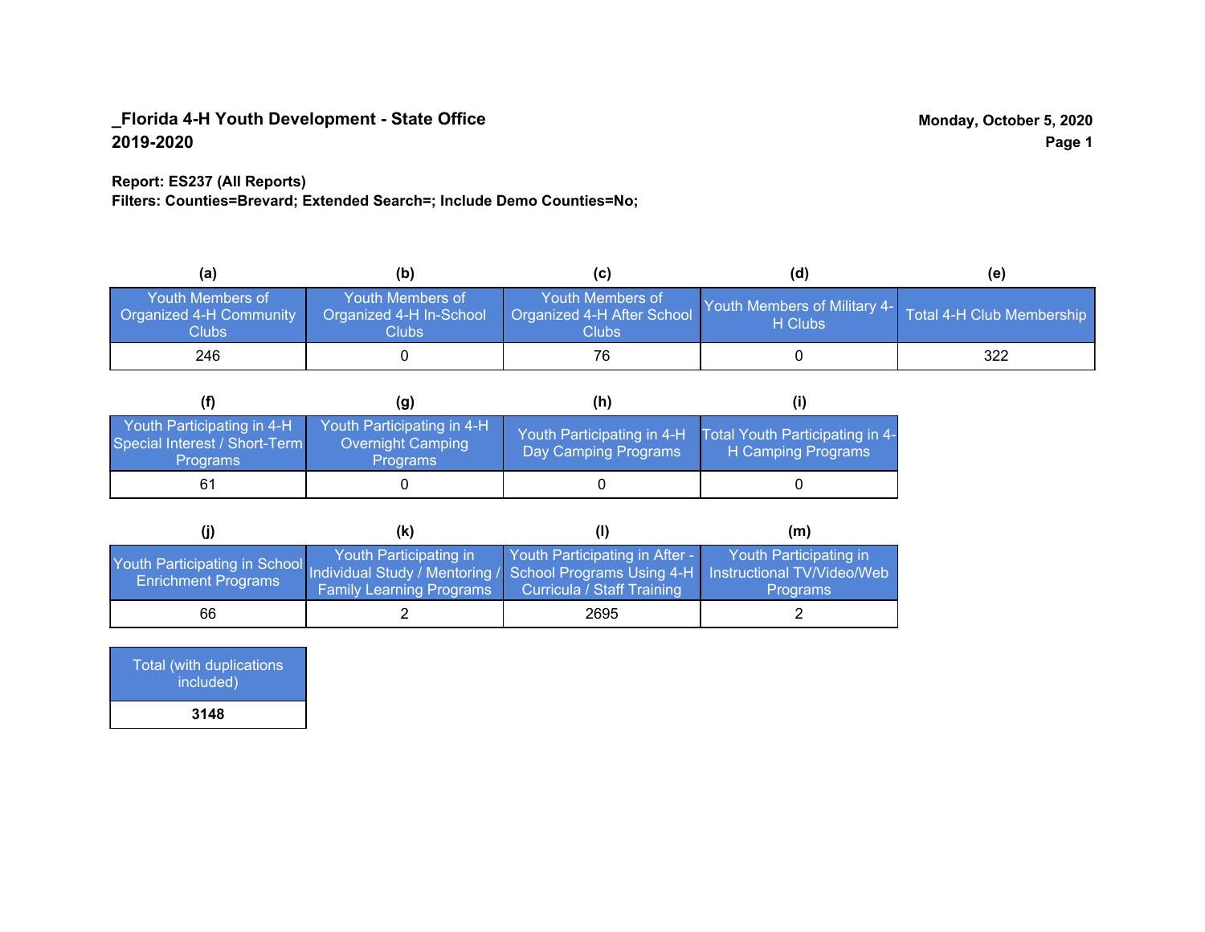**_Florida 4-H Youth Development - State Office**
**2019-2020**

**Monday, October 5, 2020**

**Report: ES237 (All Reports)**
**Filters: Counties=Brevard; Extended Search=; Include Demo Counties=No;**

| (a) | (b) | (c) | (d) | (e) |
|---|---|---|---|---|
| Youth Members of Organized 4-H Community Clubs | Youth Members of Organized 4-H In-School Clubs | Youth Members of Organized 4-H After School Clubs | Youth Members of Military 4-H Clubs | Total 4-H Club Membership |
| 246 | 0 | 76 | 0 | 322 |

| (f) | (g) | (h) | (i) |
|---|---|---|---|
| Youth Participating in 4-H Special Interest / Short-Term Programs | Youth Participating in 4-H Overnight Camping Programs | Youth Participating in 4-H Day Camping Programs | Total Youth Participating in 4-H Camping Programs |
| 61 | 0 | 0 | 0 |

| (j) | (k) | (l) | (m) |
|---|---|---|---|
| Youth Participating in School Enrichment Programs | Youth Participating in Individual Study / Mentoring / Family Learning Programs | Youth Participating in After - School Programs Using 4-H Curricula / Staff Training | Youth Participating in Instructional TV/Video/Web Programs |
| 66 | 2 | 2695 | 2 |

| Total (with duplications included) |
|---|
| **3148** |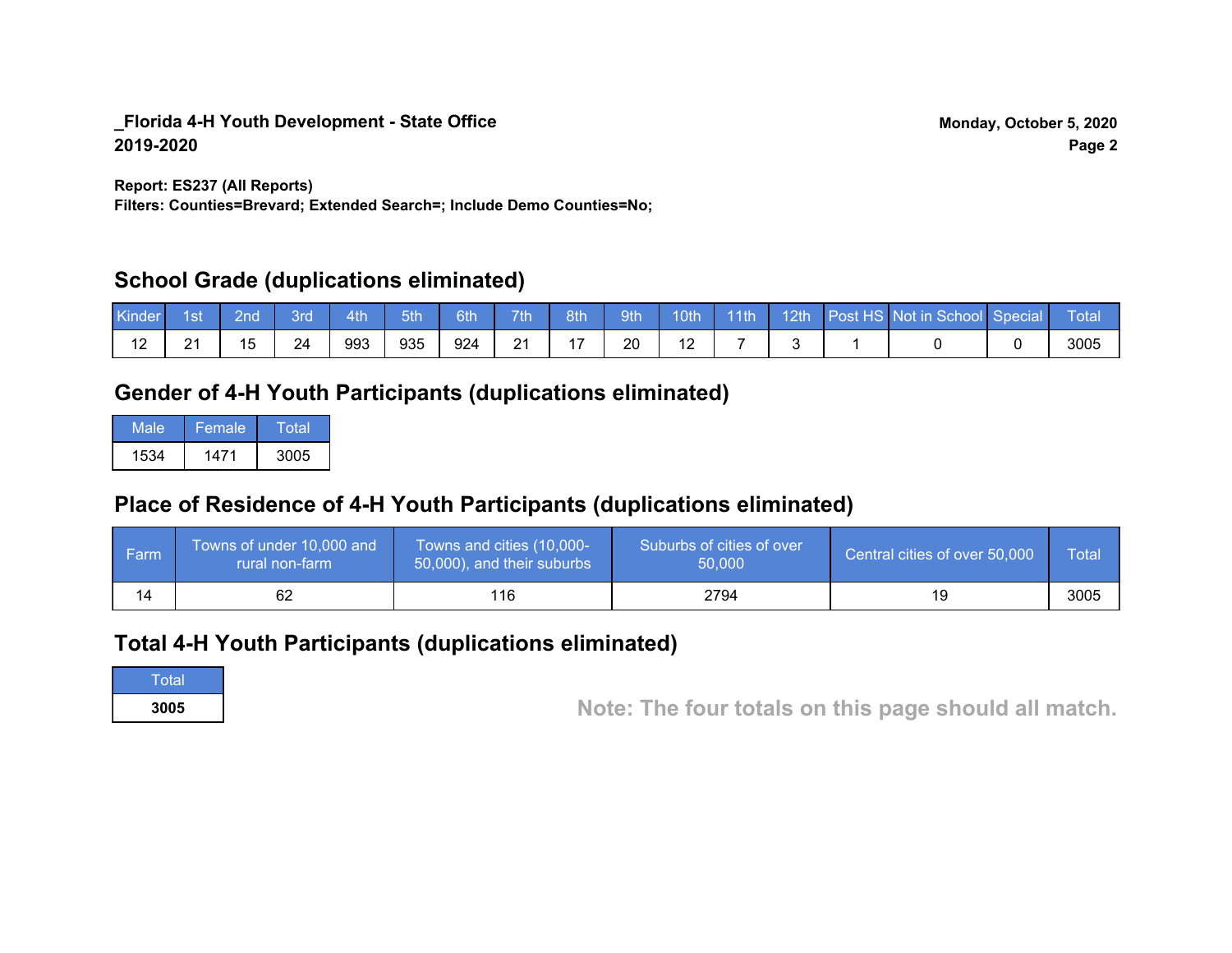**_Florida 4-H Youth Development - State Office**
**2019-2020**

**Monday, October 5, 2020**

**Report: ES237 (All Reports)**
**Filters: Counties=Brevard; Extended Search=; Include Demo Counties=No;**

## School Grade (duplications eliminated)

| Kinder | 1st | 2nd | 3rd | 4th | 5th | 6th | 7th | 8th | 9th | 10th | 11th | 12th | Post HS | Not in School | Special | Total |
|---|---|---|---|---|---|---|---|---|---|---|---|---|---|---|---|---|
| 12 | 21 | 15 | 24 | 993 | 935 | 924 | 21 | 17 | 20 | 12 | 7 | 3 | 1 | 0 | 0 | 3005 |

## Gender of 4-H Youth Participants (duplications eliminated)

| Male | Female | Total |
|---|---|---|
| 1534 | 1471 | 3005 |

## Place of Residence of 4-H Youth Participants (duplications eliminated)

| Farm | Towns of under 10,000 and rural non-farm | Towns and cities (10,000-50,000), and their suburbs | Suburbs of cities of over 50,000 | Central cities of over 50,000 | Total |
|---|---|---|---|---|---|
| 14 | 62 | 116 | 2794 | 19 | 3005 |

## Total 4-H Youth Participants (duplications eliminated)

| Total |
|---|
| **3005** |

**Note: The four totals on this page should all match.**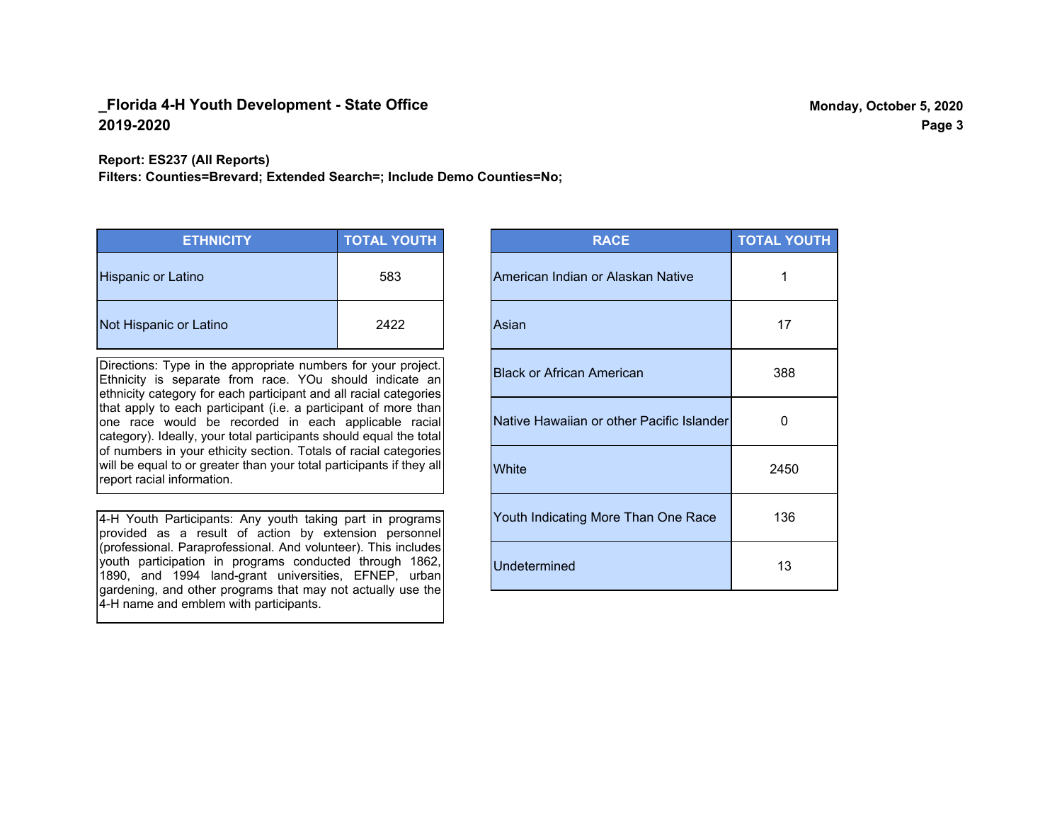**_Florida 4-H Youth Development - State Office**
**2019-2020**

**Monday, October 5, 2020**

**Report: ES237 (All Reports)**
**Filters: Counties=Brevard; Extended Search=; Include Demo Counties=No;**

| ETHNICITY | TOTAL YOUTH |
|---|---|
| Hispanic or Latino | 583 |
| Not Hispanic or Latino | 2422 |

Directions: Type in the appropriate numbers for your project. Ethnicity is separate from race. YOu should indicate an ethnicity category for each participant and all racial categories that apply to each participant (i.e. a participant of more than one race would be recorded in each applicable racial category). Ideally, your total participants should equal the total of numbers in your ethicity section. Totals of racial categories will be equal to or greater than your total participants if they all report racial information.

4-H Youth Participants: Any youth taking part in programs provided as a result of action by extension personnel (professional. Paraprofessional. And volunteer). This includes youth participation in programs conducted through 1862, 1890, and 1994 land-grant universities, EFNEP, urban gardening, and other programs that may not actually use the 4-H name and emblem with participants.

| RACE | TOTAL YOUTH |
|---|---|
| American Indian or Alaskan Native | 1 |
| Asian | 17 |
| Black or African American | 388 |
| Native Hawaiian or other Pacific Islander | 0 |
| White | 2450 |
| Youth Indicating More Than One Race | 136 |
| Undetermined | 13 |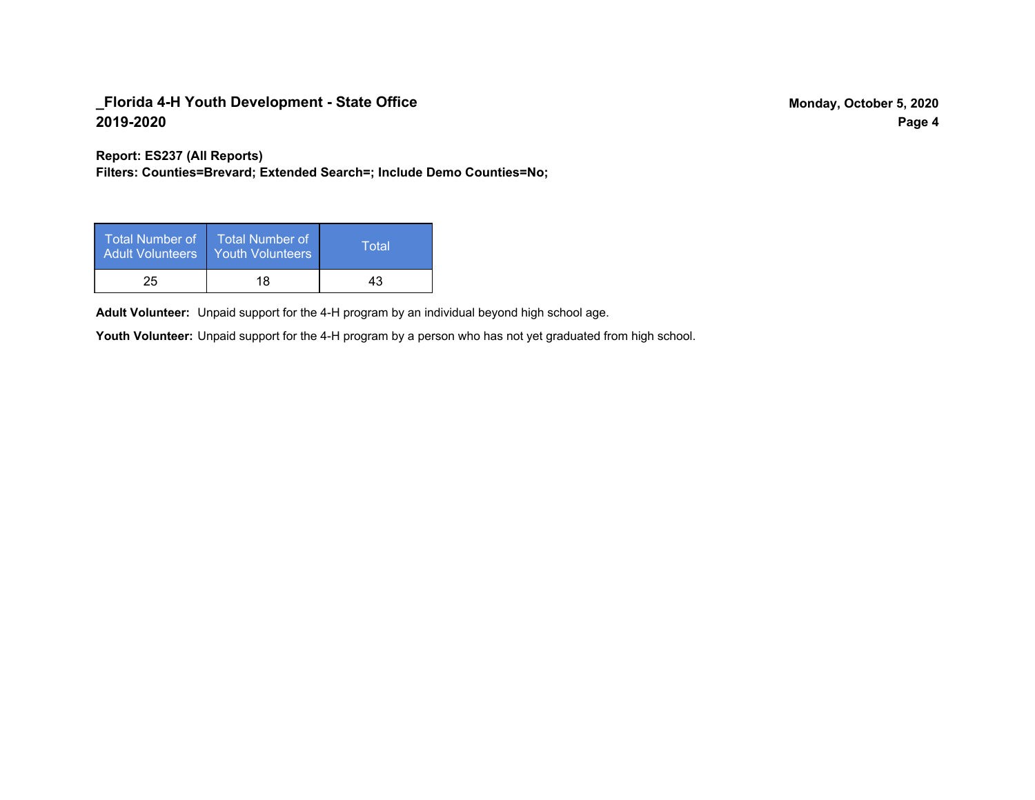**Report: ES237 (All Reports)**
**Filters: Counties=Brevard; Extended Search=; Include Demo Counties=No;**

| Total Number of Adult Volunteers | Total Number of Youth Volunteers | Total |
|---|---|---|
| 25 | 18 | 43 |

**Adult Volunteer:** Unpaid support for the 4-H program by an individual beyond high school age.

**Youth Volunteer:** Unpaid support for the 4-H program by a person who has not yet graduated from high school.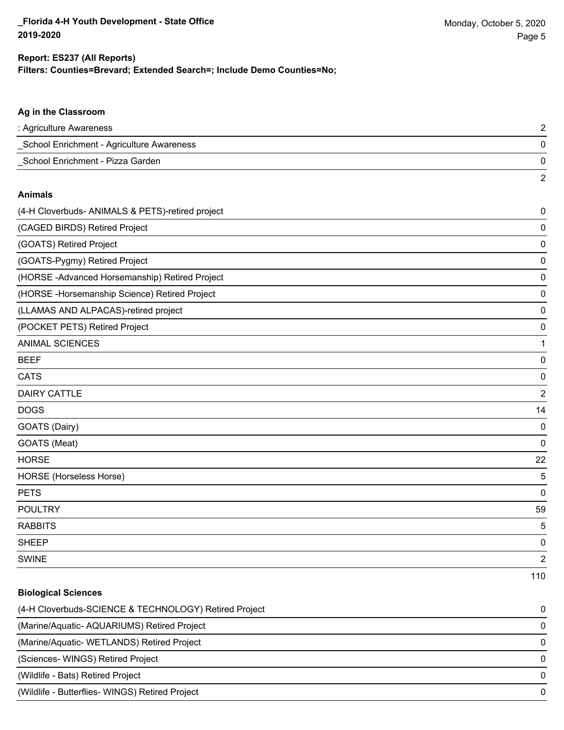**Report: ES237 (All Reports)**
**Filters: Counties=Brevard; Extended Search=; Include Demo Counties=No;**

### Ag in the Classroom

| | |
|---|---|
| : Agriculture Awareness | 2 |
| _School Enrichment - Agriculture Awareness | 0 |
| _School Enrichment - Pizza Garden | 0 |
| | 2 |

### Animals

| | |
|---|---|
| (4-H Cloverbuds- ANIMALS & PETS)-retired project | 0 |
| (CAGED BIRDS) Retired Project | 0 |
| (GOATS) Retired Project | 0 |
| (GOATS-Pygmy) Retired Project | 0 |
| (HORSE -Advanced Horsemanship) Retired Project | 0 |
| (HORSE -Horsemanship Science) Retired Project | 0 |
| (LLAMAS AND ALPACAS)-retired project | 0 |
| (POCKET PETS) Retired Project | 0 |
| ANIMAL SCIENCES | 1 |
| BEEF | 0 |
| CATS | 0 |
| DAIRY CATTLE | 2 |
| DOGS | 14 |
| GOATS (Dairy) | 0 |
| GOATS (Meat) | 0 |
| HORSE | 22 |
| HORSE (Horseless Horse) | 5 |
| PETS | 0 |
| POULTRY | 59 |
| RABBITS | 5 |
| SHEEP | 0 |
| SWINE | 2 |
| | 110 |

### Biological Sciences

| | |
|---|---|
| (4-H Cloverbuds-SCIENCE & TECHNOLOGY) Retired Project | 0 |
| (Marine/Aquatic- AQUARIUMS) Retired Project | 0 |
| (Marine/Aquatic- WETLANDS) Retired Project | 0 |
| (Sciences- WINGS) Retired Project | 0 |
| (Wildlife - Bats) Retired Project | 0 |
| (Wildlife - Butterflies- WINGS) Retired Project | 0 |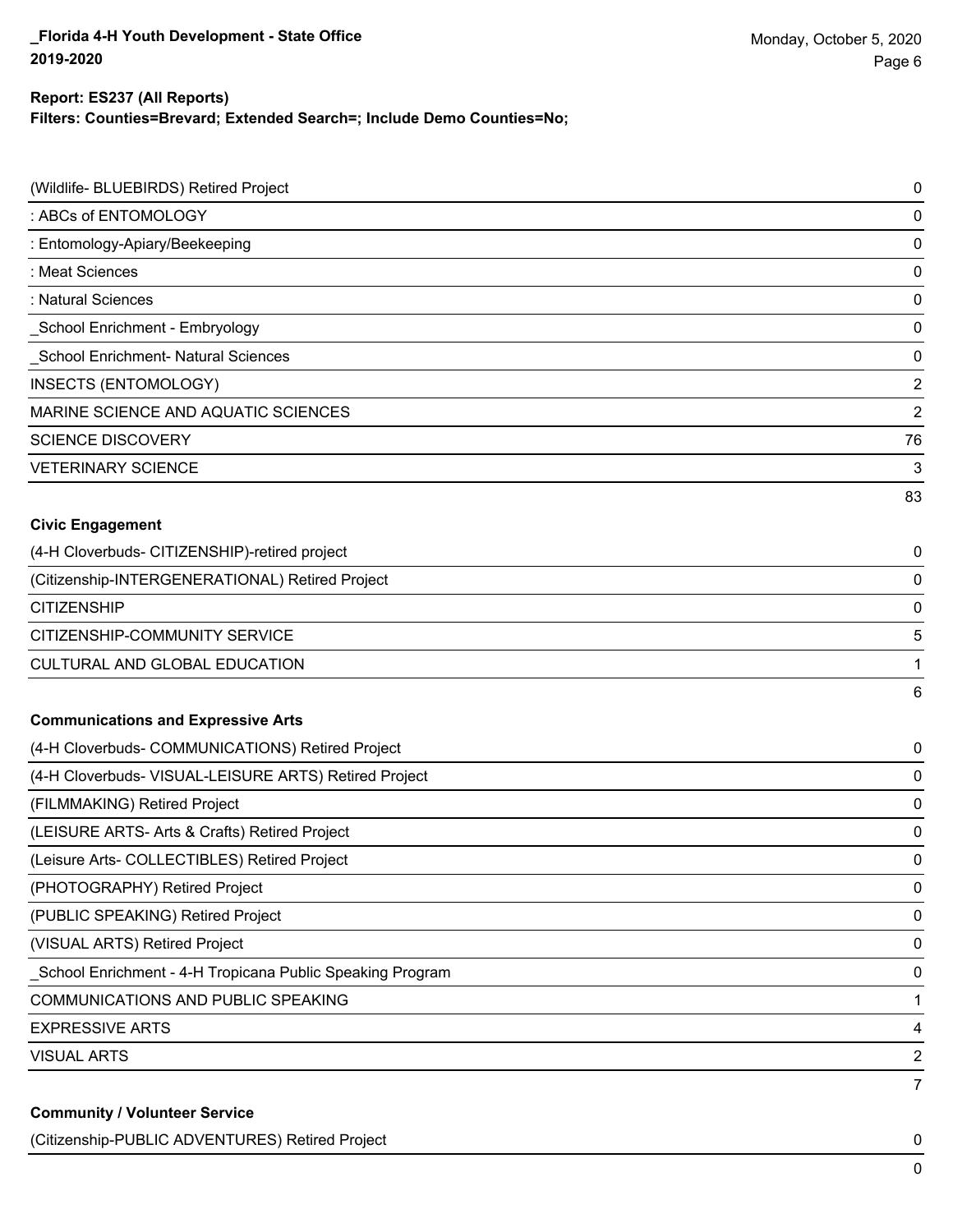**Report: ES237 (All Reports)**
**Filters: Counties=Brevard; Extended Search=; Include Demo Counties=No;**

| | |
|---|---|
| (Wildlife- BLUEBIRDS) Retired Project | 0 |
| : ABCs of ENTOMOLOGY | 0 |
| : Entomology-Apiary/Beekeeping | 0 |
| : Meat Sciences | 0 |
| : Natural Sciences | 0 |
| _School Enrichment - Embryology | 0 |
| _School Enrichment- Natural Sciences | 0 |
| INSECTS (ENTOMOLOGY) | 2 |
| MARINE SCIENCE AND AQUATIC SCIENCES | 2 |
| SCIENCE DISCOVERY | 76 |
| VETERINARY SCIENCE | 3 |
| | 83 |

**Civic Engagement**

| | |
|---|---|
| (4-H Cloverbuds- CITIZENSHIP)-retired project | 0 |
| (Citizenship-INTERGENERATIONAL) Retired Project | 0 |
| CITIZENSHIP | 0 |
| CITIZENSHIP-COMMUNITY SERVICE | 5 |
| CULTURAL AND GLOBAL EDUCATION | 1 |
| | 6 |

**Communications and Expressive Arts**

| | |
|---|---|
| (4-H Cloverbuds- COMMUNICATIONS) Retired Project | 0 |
| (4-H Cloverbuds- VISUAL-LEISURE ARTS) Retired Project | 0 |
| (FILMMAKING) Retired Project | 0 |
| (LEISURE ARTS- Arts & Crafts) Retired Project | 0 |
| (Leisure Arts- COLLECTIBLES) Retired Project | 0 |
| (PHOTOGRAPHY) Retired Project | 0 |
| (PUBLIC SPEAKING) Retired Project | 0 |
| (VISUAL ARTS) Retired Project | 0 |
| _School Enrichment - 4-H Tropicana Public Speaking Program | 0 |
| COMMUNICATIONS AND PUBLIC SPEAKING | 1 |
| EXPRESSIVE ARTS | 4 |
| VISUAL ARTS | 2 |
| | 7 |

**Community / Volunteer Service**

| | |
|---|---|
| (Citizenship-PUBLIC ADVENTURES) Retired Project | 0 |
| | 0 |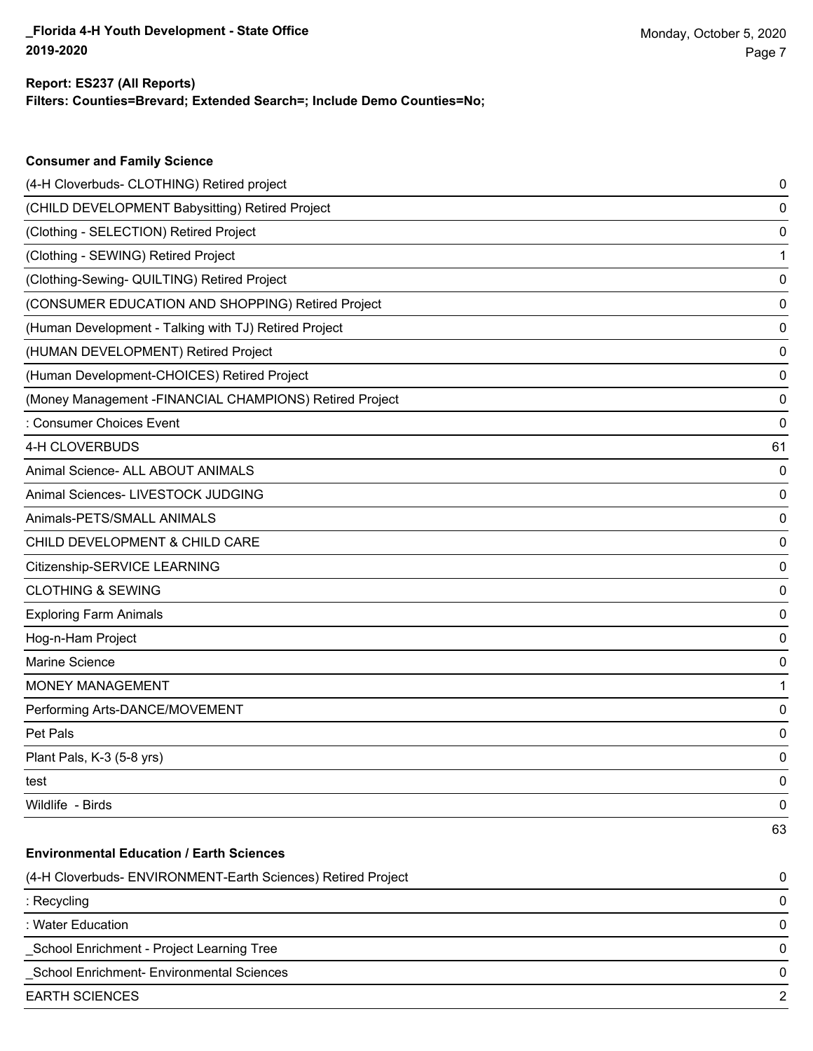**Report: ES237 (All Reports)**
**Filters: Counties=Brevard; Extended Search=; Include Demo Counties=No;**

### Consumer and Family Science

| | |
|---|---|
| (4-H Cloverbuds- CLOTHING) Retired project | 0 |
| (CHILD DEVELOPMENT Babysitting) Retired Project | 0 |
| (Clothing - SELECTION) Retired Project | 0 |
| (Clothing - SEWING) Retired Project | 1 |
| (Clothing-Sewing- QUILTING) Retired Project | 0 |
| (CONSUMER EDUCATION AND SHOPPING) Retired Project | 0 |
| (Human Development - Talking with TJ) Retired Project | 0 |
| (HUMAN DEVELOPMENT) Retired Project | 0 |
| (Human Development-CHOICES) Retired Project | 0 |
| (Money Management -FINANCIAL CHAMPIONS) Retired Project | 0 |
| : Consumer Choices Event | 0 |
| 4-H CLOVERBUDS | 61 |
| Animal Science- ALL ABOUT ANIMALS | 0 |
| Animal Sciences- LIVESTOCK JUDGING | 0 |
| Animals-PETS/SMALL ANIMALS | 0 |
| CHILD DEVELOPMENT & CHILD CARE | 0 |
| Citizenship-SERVICE LEARNING | 0 |
| CLOTHING & SEWING | 0 |
| Exploring Farm Animals | 0 |
| Hog-n-Ham Project | 0 |
| Marine Science | 0 |
| MONEY MANAGEMENT | 1 |
| Performing Arts-DANCE/MOVEMENT | 0 |
| Pet Pals | 0 |
| Plant Pals, K-3 (5-8 yrs) | 0 |
| test | 0 |
| Wildlife - Birds | 0 |
| | 63 |

### Environmental Education / Earth Sciences

| | |
|---|---|
| (4-H Cloverbuds- ENVIRONMENT-Earth Sciences) Retired Project | 0 |
| : Recycling | 0 |
| : Water Education | 0 |
| _School Enrichment - Project Learning Tree | 0 |
| _School Enrichment- Environmental Sciences | 0 |
| EARTH SCIENCES | 2 |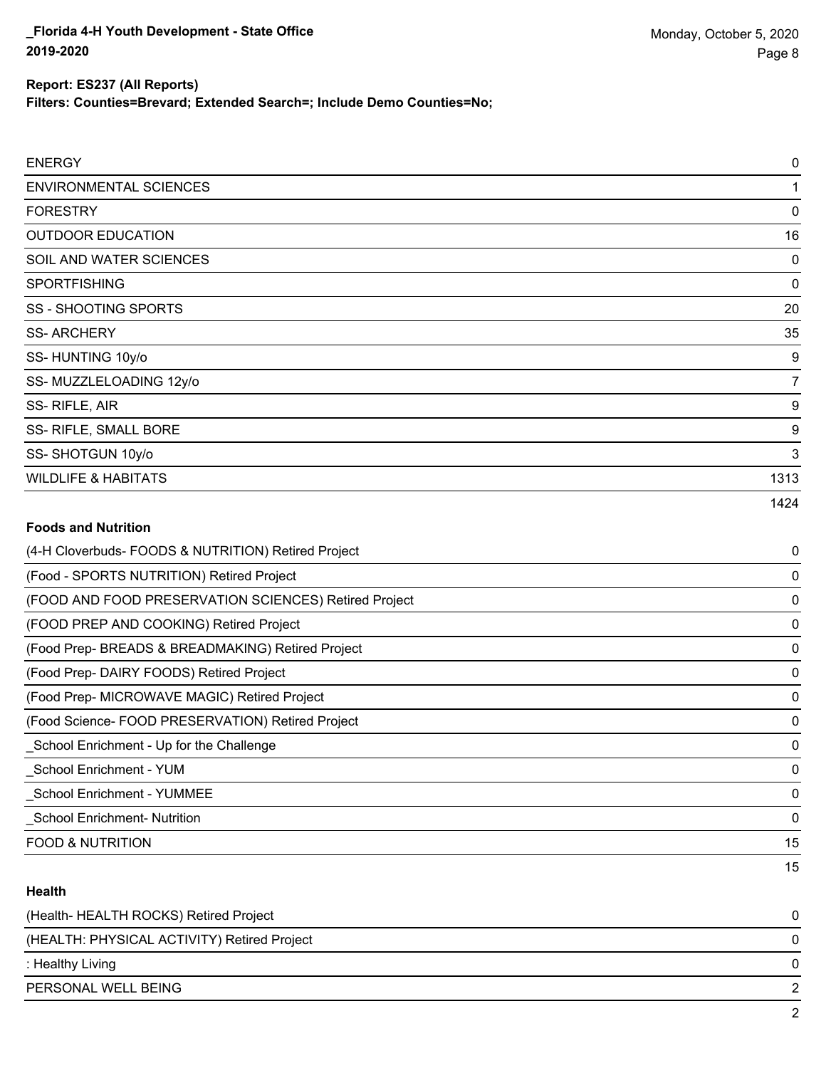| | |
|---|---|
| ENERGY | 0 |
| ENVIRONMENTAL SCIENCES | 1 |
| FORESTRY | 0 |
| OUTDOOR EDUCATION | 16 |
| SOIL AND WATER SCIENCES | 0 |
| SPORTFISHING | 0 |
| SS - SHOOTING SPORTS | 20 |
| SS- ARCHERY | 35 |
| SS- HUNTING 10y/o | 9 |
| SS- MUZZLELOADING 12y/o | 7 |
| SS- RIFLE, AIR | 9 |
| SS- RIFLE, SMALL BORE | 9 |
| SS- SHOTGUN 10y/o | 3 |
| WILDLIFE & HABITATS | 1313 |
| | 1424 |

**Foods and Nutrition**

| | |
|---|---|
| (4-H Cloverbuds- FOODS & NUTRITION) Retired Project | 0 |
| (Food - SPORTS NUTRITION) Retired Project | 0 |
| (FOOD AND FOOD PRESERVATION SCIENCES) Retired Project | 0 |
| (FOOD PREP AND COOKING) Retired Project | 0 |
| (Food Prep- BREADS & BREADMAKING) Retired Project | 0 |
| (Food Prep- DAIRY FOODS) Retired Project | 0 |
| (Food Prep- MICROWAVE MAGIC) Retired Project | 0 |
| (Food Science- FOOD PRESERVATION) Retired Project | 0 |
| _School Enrichment - Up for the Challenge | 0 |
| _School Enrichment - YUM | 0 |
| _School Enrichment - YUMMEE | 0 |
| _School Enrichment- Nutrition | 0 |
| FOOD & NUTRITION | 15 |
| | 15 |

**Health**

| | |
|---|---|
| (Health- HEALTH ROCKS) Retired Project | 0 |
| (HEALTH: PHYSICAL ACTIVITY) Retired Project | 0 |
| : Healthy Living | 0 |
| PERSONAL WELL BEING | 2 |
| | 2 |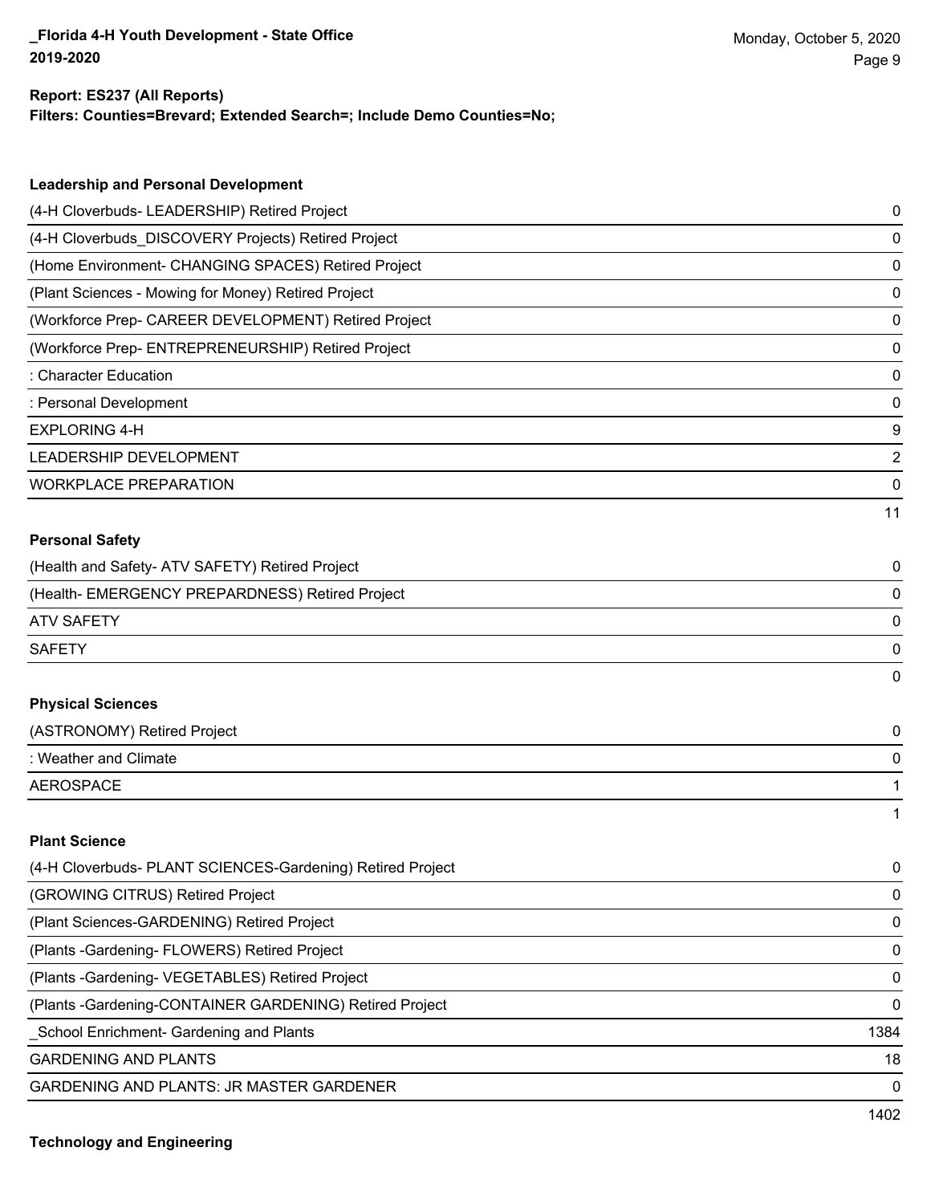**Report: ES237 (All Reports)**
**Filters: Counties=Brevard; Extended Search=; Include Demo Counties=No;**

### Leadership and Personal Development

| | |
|---|---|
| (4-H Cloverbuds- LEADERSHIP) Retired Project | 0 |
| (4-H Cloverbuds_DISCOVERY Projects) Retired Project | 0 |
| (Home Environment- CHANGING SPACES) Retired Project | 0 |
| (Plant Sciences - Mowing for Money) Retired Project | 0 |
| (Workforce Prep- CAREER DEVELOPMENT) Retired Project | 0 |
| (Workforce Prep- ENTREPRENEURSHIP) Retired Project | 0 |
| : Character Education | 0 |
| : Personal Development | 0 |
| EXPLORING 4-H | 9 |
| LEADERSHIP DEVELOPMENT | 2 |
| WORKPLACE PREPARATION | 0 |
| | 11 |

### Personal Safety

| | |
|---|---|
| (Health and Safety- ATV SAFETY) Retired Project | 0 |
| (Health- EMERGENCY PREPARDNESS) Retired Project | 0 |
| ATV SAFETY | 0 |
| SAFETY | 0 |
| | 0 |

### Physical Sciences

| | |
|---|---|
| (ASTRONOMY) Retired Project | 0 |
| : Weather and Climate | 0 |
| AEROSPACE | 1 |
| | 1 |

### Plant Science

| | |
|---|---|
| (4-H Cloverbuds- PLANT SCIENCES-Gardening) Retired Project | 0 |
| (GROWING CITRUS) Retired Project | 0 |
| (Plant Sciences-GARDENING) Retired Project | 0 |
| (Plants -Gardening- FLOWERS) Retired Project | 0 |
| (Plants -Gardening- VEGETABLES) Retired Project | 0 |
| (Plants -Gardening-CONTAINER GARDENING) Retired Project | 0 |
| _School Enrichment- Gardening and Plants | 1384 |
| GARDENING AND PLANTS | 18 |
| GARDENING AND PLANTS: JR MASTER GARDENER | 0 |
| | 1402 |

### Technology and Engineering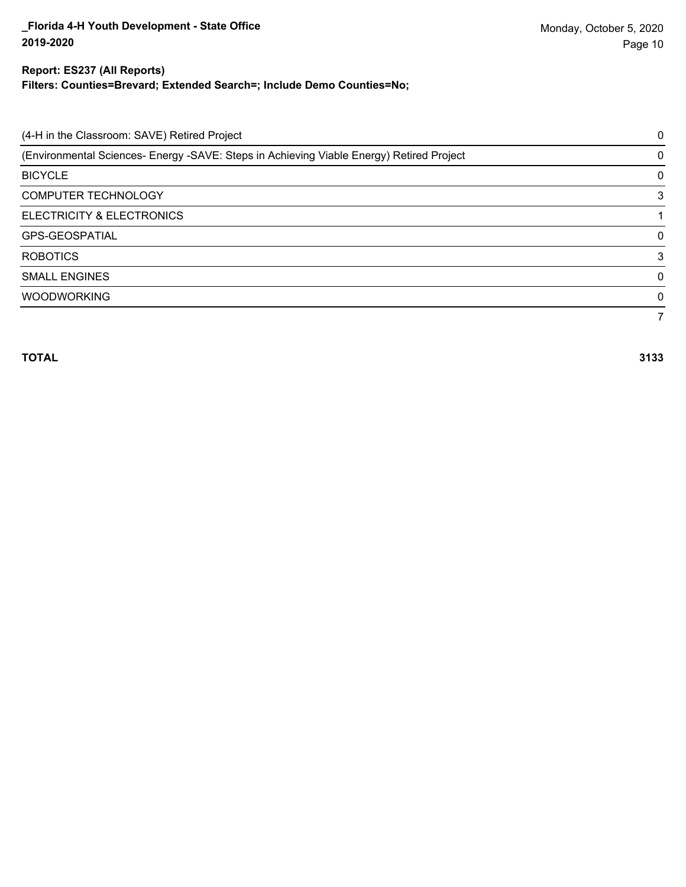**Report: ES237 (All Reports)**
**Filters: Counties=Brevard; Extended Search=; Include Demo Counties=No;**

| | |
|---|---|
| (4-H in the Classroom: SAVE) Retired Project | 0 |
| (Environmental Sciences- Energy -SAVE: Steps in Achieving Viable Energy) Retired Project | 0 |
| BICYCLE | 0 |
| COMPUTER TECHNOLOGY | 3 |
| ELECTRICITY & ELECTRONICS | 1 |
| GPS-GEOSPATIAL | 0 |
| ROBOTICS | 3 |
| SMALL ENGINES | 0 |
| WOODWORKING | 0 |
| | 7 |

| | |
|---|---|
| **TOTAL** | **3133** |